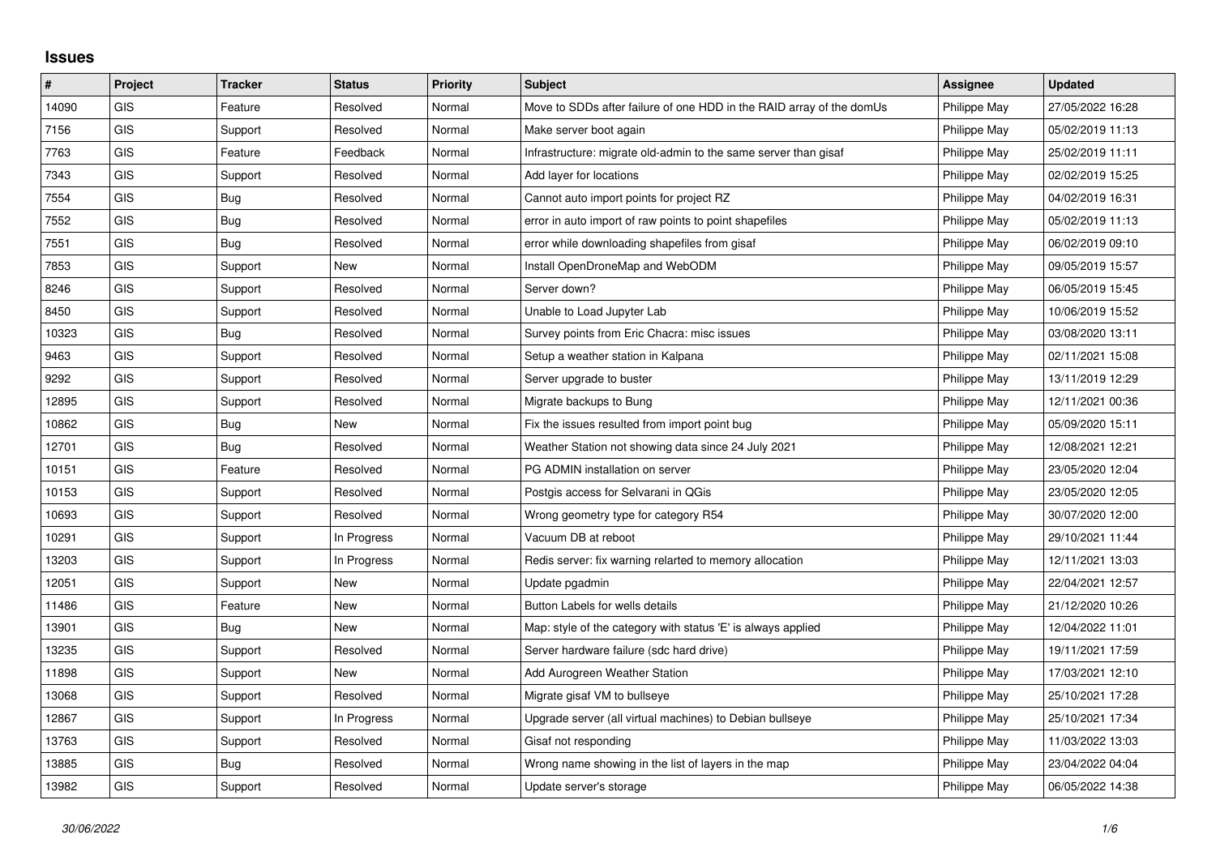## Issues

| # | Project | Tracker | Status | Priority | Subject | Assignee | Updated |
|---|---|---|---|---|---|---|---|
| 14090 | GIS | Feature | Resolved | Normal | Move to SDDs after failure of one HDD in the RAID array of the domUs | Philippe May | 27/05/2022 16:28 |
| 7156 | GIS | Support | Resolved | Normal | Make server boot again | Philippe May | 05/02/2019 11:13 |
| 7763 | GIS | Feature | Feedback | Normal | Infrastructure: migrate old-admin to the same server than gisaf | Philippe May | 25/02/2019 11:11 |
| 7343 | GIS | Support | Resolved | Normal | Add layer for locations | Philippe May | 02/02/2019 15:25 |
| 7554 | GIS | Bug | Resolved | Normal | Cannot auto import points for project RZ | Philippe May | 04/02/2019 16:31 |
| 7552 | GIS | Bug | Resolved | Normal | error in auto import of raw points to point shapefiles | Philippe May | 05/02/2019 11:13 |
| 7551 | GIS | Bug | Resolved | Normal | error while downloading shapefiles from gisaf | Philippe May | 06/02/2019 09:10 |
| 7853 | GIS | Support | New | Normal | Install OpenDroneMap and WebODM | Philippe May | 09/05/2019 15:57 |
| 8246 | GIS | Support | Resolved | Normal | Server down? | Philippe May | 06/05/2019 15:45 |
| 8450 | GIS | Support | Resolved | Normal | Unable to Load Jupyter Lab | Philippe May | 10/06/2019 15:52 |
| 10323 | GIS | Bug | Resolved | Normal | Survey points from Eric Chacra: misc issues | Philippe May | 03/08/2020 13:11 |
| 9463 | GIS | Support | Resolved | Normal | Setup a weather station in Kalpana | Philippe May | 02/11/2021 15:08 |
| 9292 | GIS | Support | Resolved | Normal | Server upgrade to buster | Philippe May | 13/11/2019 12:29 |
| 12895 | GIS | Support | Resolved | Normal | Migrate backups to Bung | Philippe May | 12/11/2021 00:36 |
| 10862 | GIS | Bug | New | Normal | Fix the issues resulted from import point bug | Philippe May | 05/09/2020 15:11 |
| 12701 | GIS | Bug | Resolved | Normal | Weather Station not showing data since 24 July 2021 | Philippe May | 12/08/2021 12:21 |
| 10151 | GIS | Feature | Resolved | Normal | PG ADMIN installation on server | Philippe May | 23/05/2020 12:04 |
| 10153 | GIS | Support | Resolved | Normal | Postgis access for Selvarani in QGis | Philippe May | 23/05/2020 12:05 |
| 10693 | GIS | Support | Resolved | Normal | Wrong geometry type for category R54 | Philippe May | 30/07/2020 12:00 |
| 10291 | GIS | Support | In Progress | Normal | Vacuum DB at reboot | Philippe May | 29/10/2021 11:44 |
| 13203 | GIS | Support | In Progress | Normal | Redis server: fix warning relarted to memory allocation | Philippe May | 12/11/2021 13:03 |
| 12051 | GIS | Support | New | Normal | Update pgadmin | Philippe May | 22/04/2021 12:57 |
| 11486 | GIS | Feature | New | Normal | Button Labels for wells details | Philippe May | 21/12/2020 10:26 |
| 13901 | GIS | Bug | New | Normal | Map: style of the category with status 'E' is always applied | Philippe May | 12/04/2022 11:01 |
| 13235 | GIS | Support | Resolved | Normal | Server hardware failure (sdc hard drive) | Philippe May | 19/11/2021 17:59 |
| 11898 | GIS | Support | New | Normal | Add Aurogreen Weather Station | Philippe May | 17/03/2021 12:10 |
| 13068 | GIS | Support | Resolved | Normal | Migrate gisaf VM to bullseye | Philippe May | 25/10/2021 17:28 |
| 12867 | GIS | Support | In Progress | Normal | Upgrade server (all virtual machines) to Debian bullseye | Philippe May | 25/10/2021 17:34 |
| 13763 | GIS | Support | Resolved | Normal | Gisaf not responding | Philippe May | 11/03/2022 13:03 |
| 13885 | GIS | Bug | Resolved | Normal | Wrong name showing in the list of layers in the map | Philippe May | 23/04/2022 04:04 |
| 13982 | GIS | Support | Resolved | Normal | Update server's storage | Philippe May | 06/05/2022 14:38 |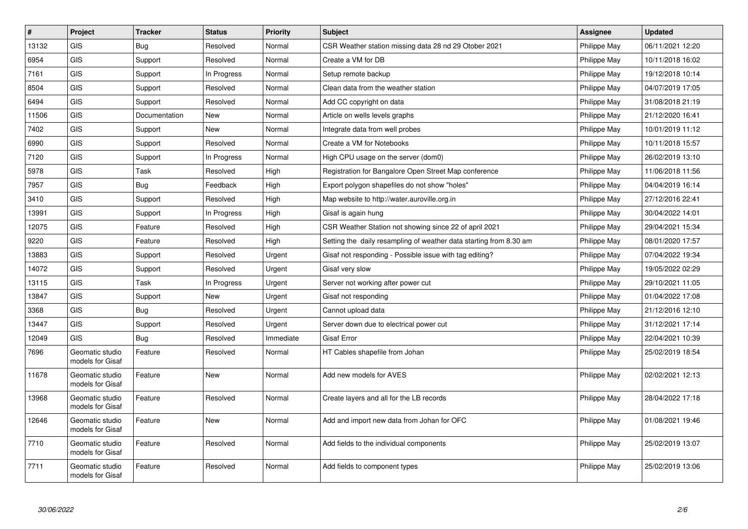| # | Project | Tracker | Status | Priority | Subject | Assignee | Updated |
|---|---|---|---|---|---|---|---|
| 13132 | GIS | Bug | Resolved | Normal | CSR Weather station missing data 28 nd 29 Otober 2021 | Philippe May | 06/11/2021 12:20 |
| 6954 | GIS | Support | Resolved | Normal | Create a VM for DB | Philippe May | 10/11/2018 16:02 |
| 7161 | GIS | Support | In Progress | Normal | Setup remote backup | Philippe May | 19/12/2018 10:14 |
| 8504 | GIS | Support | Resolved | Normal | Clean data from the weather station | Philippe May | 04/07/2019 17:05 |
| 6494 | GIS | Support | Resolved | Normal | Add CC copyright on data | Philippe May | 31/08/2018 21:19 |
| 11506 | GIS | Documentation | New | Normal | Article on wells levels graphs | Philippe May | 21/12/2020 16:41 |
| 7402 | GIS | Support | New | Normal | Integrate data from well probes | Philippe May | 10/01/2019 11:12 |
| 6990 | GIS | Support | Resolved | Normal | Create a VM for Notebooks | Philippe May | 10/11/2018 15:57 |
| 7120 | GIS | Support | In Progress | Normal | High CPU usage on the server (dom0) | Philippe May | 26/02/2019 13:10 |
| 5978 | GIS | Task | Resolved | High | Registration for Bangalore Open Street Map conference | Philippe May | 11/06/2018 11:56 |
| 7957 | GIS | Bug | Feedback | High | Export polygon shapefiles do not show "holes" | Philippe May | 04/04/2019 16:14 |
| 3410 | GIS | Support | Resolved | High | Map website to http://water.auroville.org.in | Philippe May | 27/12/2016 22:41 |
| 13991 | GIS | Support | In Progress | High | Gisaf is again hung | Philippe May | 30/04/2022 14:01 |
| 12075 | GIS | Feature | Resolved | High | CSR Weather Station not showing since 22 of april 2021 | Philippe May | 29/04/2021 15:34 |
| 9220 | GIS | Feature | Resolved | High | Setting the daily resampling of weather data starting from 8.30 am | Philippe May | 08/01/2020 17:57 |
| 13883 | GIS | Support | Resolved | Urgent | Gisaf not responding - Possible issue with tag editing? | Philippe May | 07/04/2022 19:34 |
| 14072 | GIS | Support | Resolved | Urgent | Gisaf very slow | Philippe May | 19/05/2022 02:29 |
| 13115 | GIS | Task | In Progress | Urgent | Server not working after power cut | Philippe May | 29/10/2021 11:05 |
| 13847 | GIS | Support | New | Urgent | Gisaf not responding | Philippe May | 01/04/2022 17:08 |
| 3368 | GIS | Bug | Resolved | Urgent | Cannot upload data | Philippe May | 21/12/2016 12:10 |
| 13447 | GIS | Support | Resolved | Urgent | Server down due to electrical power cut | Philippe May | 31/12/2021 17:14 |
| 12049 | GIS | Bug | Resolved | Immediate | Gisaf Error | Philippe May | 22/04/2021 10:39 |
| 7696 | Geomatic studio models for Gisaf | Feature | Resolved | Normal | HT Cables shapefile from Johan | Philippe May | 25/02/2019 18:54 |
| 11678 | Geomatic studio models for Gisaf | Feature | New | Normal | Add new models for AVES | Philippe May | 02/02/2021 12:13 |
| 13968 | Geomatic studio models for Gisaf | Feature | Resolved | Normal | Create layers and all for the LB records | Philippe May | 28/04/2022 17:18 |
| 12646 | Geomatic studio models for Gisaf | Feature | New | Normal | Add and import new data from Johan for OFC | Philippe May | 01/08/2021 19:46 |
| 7710 | Geomatic studio models for Gisaf | Feature | Resolved | Normal | Add fields to the individual components | Philippe May | 25/02/2019 13:07 |
| 7711 | Geomatic studio models for Gisaf | Feature | Resolved | Normal | Add fields to component types | Philippe May | 25/02/2019 13:06 |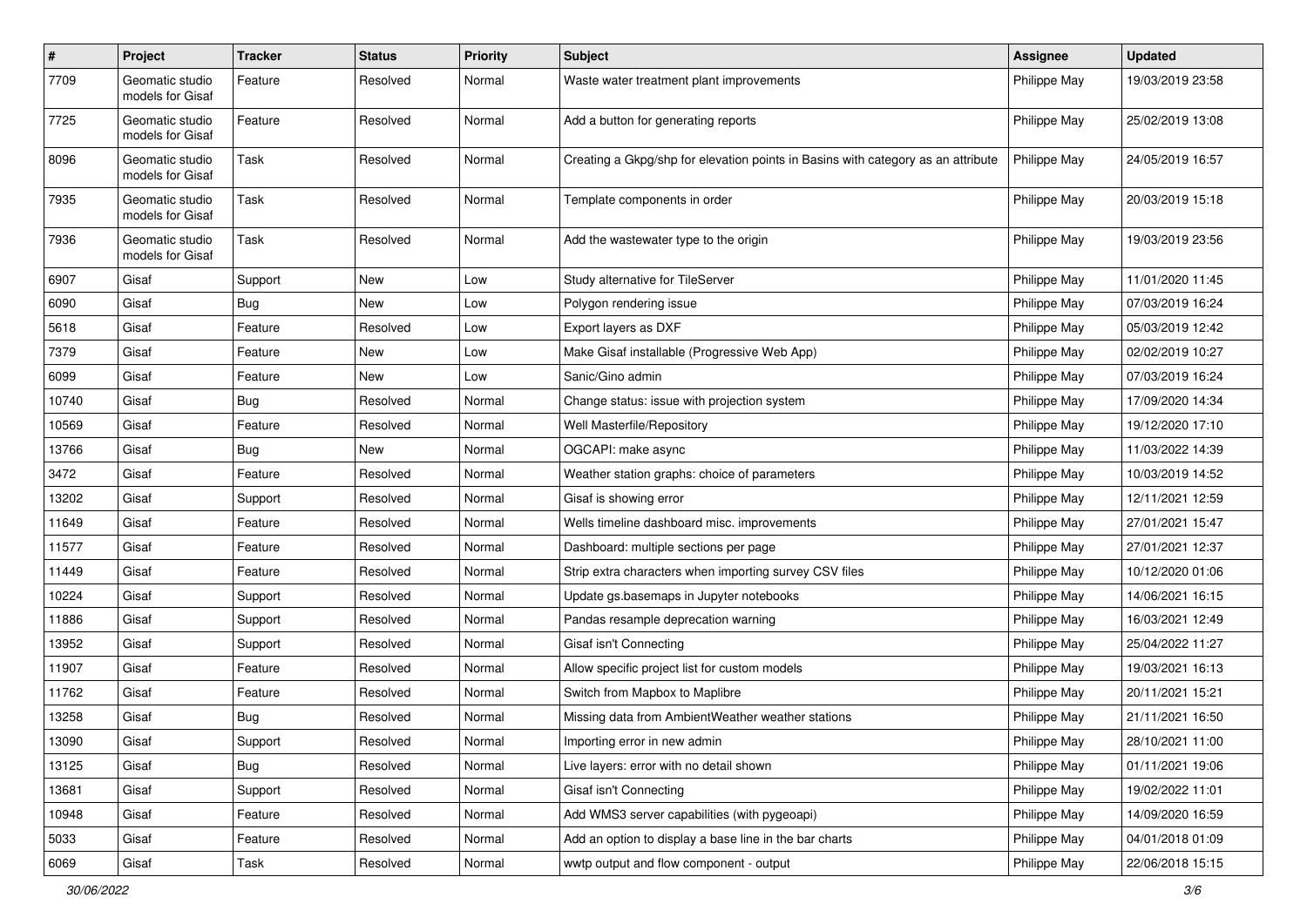| # | Project | Tracker | Status | Priority | Subject | Assignee | Updated |
|---|---|---|---|---|---|---|---|
| 7709 | Geomatic studio models for Gisaf | Feature | Resolved | Normal | Waste water treatment plant improvements | Philippe May | 19/03/2019 23:58 |
| 7725 | Geomatic studio models for Gisaf | Feature | Resolved | Normal | Add a button for generating reports | Philippe May | 25/02/2019 13:08 |
| 8096 | Geomatic studio models for Gisaf | Task | Resolved | Normal | Creating a Gkpg/shp for elevation points in Basins with category as an attribute | Philippe May | 24/05/2019 16:57 |
| 7935 | Geomatic studio models for Gisaf | Task | Resolved | Normal | Template components in order | Philippe May | 20/03/2019 15:18 |
| 7936 | Geomatic studio models for Gisaf | Task | Resolved | Normal | Add the wastewater type to the origin | Philippe May | 19/03/2019 23:56 |
| 6907 | Gisaf | Support | New | Low | Study alternative for TileServer | Philippe May | 11/01/2020 11:45 |
| 6090 | Gisaf | Bug | New | Low | Polygon rendering issue | Philippe May | 07/03/2019 16:24 |
| 5618 | Gisaf | Feature | Resolved | Low | Export layers as DXF | Philippe May | 05/03/2019 12:42 |
| 7379 | Gisaf | Feature | New | Low | Make Gisaf installable (Progressive Web App) | Philippe May | 02/02/2019 10:27 |
| 6099 | Gisaf | Feature | New | Low | Sanic/Gino admin | Philippe May | 07/03/2019 16:24 |
| 10740 | Gisaf | Bug | Resolved | Normal | Change status: issue with projection system | Philippe May | 17/09/2020 14:34 |
| 10569 | Gisaf | Feature | Resolved | Normal | Well Masterfile/Repository | Philippe May | 19/12/2020 17:10 |
| 13766 | Gisaf | Bug | New | Normal | OGCAPI: make async | Philippe May | 11/03/2022 14:39 |
| 3472 | Gisaf | Feature | Resolved | Normal | Weather station graphs: choice of parameters | Philippe May | 10/03/2019 14:52 |
| 13202 | Gisaf | Support | Resolved | Normal | Gisaf is showing error | Philippe May | 12/11/2021 12:59 |
| 11649 | Gisaf | Feature | Resolved | Normal | Wells timeline dashboard misc. improvements | Philippe May | 27/01/2021 15:47 |
| 11577 | Gisaf | Feature | Resolved | Normal | Dashboard: multiple sections per page | Philippe May | 27/01/2021 12:37 |
| 11449 | Gisaf | Feature | Resolved | Normal | Strip extra characters when importing survey CSV files | Philippe May | 10/12/2020 01:06 |
| 10224 | Gisaf | Support | Resolved | Normal | Update gs.basemaps in Jupyter notebooks | Philippe May | 14/06/2021 16:15 |
| 11886 | Gisaf | Support | Resolved | Normal | Pandas resample deprecation warning | Philippe May | 16/03/2021 12:49 |
| 13952 | Gisaf | Support | Resolved | Normal | Gisaf isn't Connecting | Philippe May | 25/04/2022 11:27 |
| 11907 | Gisaf | Feature | Resolved | Normal | Allow specific project list for custom models | Philippe May | 19/03/2021 16:13 |
| 11762 | Gisaf | Feature | Resolved | Normal | Switch from Mapbox to Maplibre | Philippe May | 20/11/2021 15:21 |
| 13258 | Gisaf | Bug | Resolved | Normal | Missing data from AmbientWeather weather stations | Philippe May | 21/11/2021 16:50 |
| 13090 | Gisaf | Support | Resolved | Normal | Importing error in new admin | Philippe May | 28/10/2021 11:00 |
| 13125 | Gisaf | Bug | Resolved | Normal | Live layers: error with no detail shown | Philippe May | 01/11/2021 19:06 |
| 13681 | Gisaf | Support | Resolved | Normal | Gisaf isn't Connecting | Philippe May | 19/02/2022 11:01 |
| 10948 | Gisaf | Feature | Resolved | Normal | Add WMS3 server capabilities (with pygeoapi) | Philippe May | 14/09/2020 16:59 |
| 5033 | Gisaf | Feature | Resolved | Normal | Add an option to display a base line in the bar charts | Philippe May | 04/01/2018 01:09 |
| 6069 | Gisaf | Task | Resolved | Normal | wwtp output and flow component - output | Philippe May | 22/06/2018 15:15 |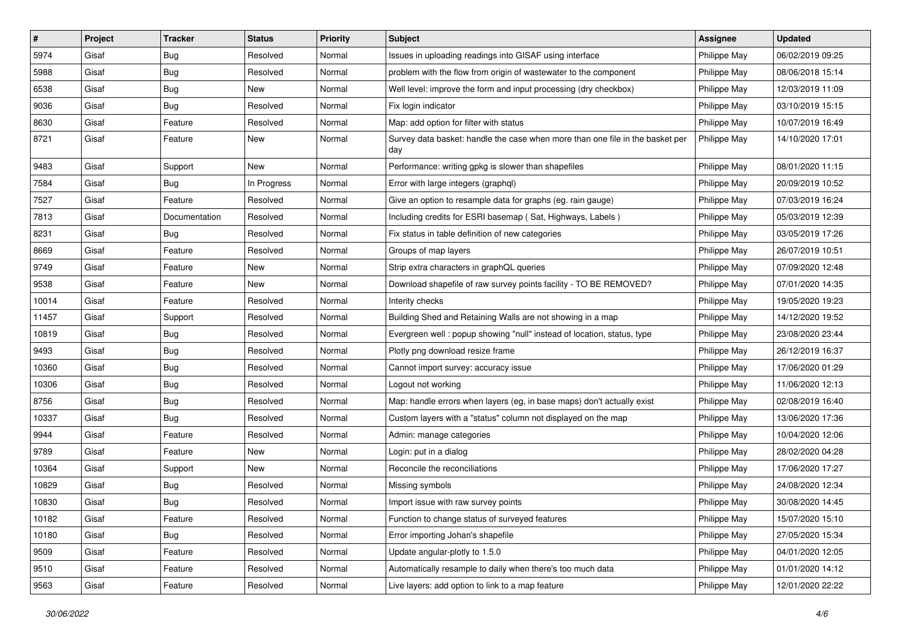| # | Project | Tracker | Status | Priority | Subject | Assignee | Updated |
|---|---|---|---|---|---|---|---|
| 5974 | Gisaf | Bug | Resolved | Normal | Issues in uploading readings into GISAF using interface | Philippe May | 06/02/2019 09:25 |
| 5988 | Gisaf | Bug | Resolved | Normal | problem with the flow from origin of wastewater to the component | Philippe May | 08/06/2018 15:14 |
| 6538 | Gisaf | Bug | New | Normal | Well level: improve the form and input processing (dry checkbox) | Philippe May | 12/03/2019 11:09 |
| 9036 | Gisaf | Bug | Resolved | Normal | Fix login indicator | Philippe May | 03/10/2019 15:15 |
| 8630 | Gisaf | Feature | Resolved | Normal | Map: add option for filter with status | Philippe May | 10/07/2019 16:49 |
| 8721 | Gisaf | Feature | New | Normal | Survey data basket: handle the case when more than one file in the basket per day | Philippe May | 14/10/2020 17:01 |
| 9483 | Gisaf | Support | New | Normal | Performance: writing gpkg is slower than shapefiles | Philippe May | 08/01/2020 11:15 |
| 7584 | Gisaf | Bug | In Progress | Normal | Error with large integers (graphql) | Philippe May | 20/09/2019 10:52 |
| 7527 | Gisaf | Feature | Resolved | Normal | Give an option to resample data for graphs (eg. rain gauge) | Philippe May | 07/03/2019 16:24 |
| 7813 | Gisaf | Documentation | Resolved | Normal | Including credits for ESRI basemap ( Sat, Highways, Labels ) | Philippe May | 05/03/2019 12:39 |
| 8231 | Gisaf | Bug | Resolved | Normal | Fix status in table definition of new categories | Philippe May | 03/05/2019 17:26 |
| 8669 | Gisaf | Feature | Resolved | Normal | Groups of map layers | Philippe May | 26/07/2019 10:51 |
| 9749 | Gisaf | Feature | New | Normal | Strip extra characters in graphQL queries | Philippe May | 07/09/2020 12:48 |
| 9538 | Gisaf | Feature | New | Normal | Download shapefile of raw survey points facility - TO BE REMOVED? | Philippe May | 07/01/2020 14:35 |
| 10014 | Gisaf | Feature | Resolved | Normal | Interity checks | Philippe May | 19/05/2020 19:23 |
| 11457 | Gisaf | Support | Resolved | Normal | Building Shed and Retaining Walls are not showing in a map | Philippe May | 14/12/2020 19:52 |
| 10819 | Gisaf | Bug | Resolved | Normal | Evergreen well : popup showing "null" instead of location, status, type | Philippe May | 23/08/2020 23:44 |
| 9493 | Gisaf | Bug | Resolved | Normal | Plotly png download resize frame | Philippe May | 26/12/2019 16:37 |
| 10360 | Gisaf | Bug | Resolved | Normal | Cannot import survey: accuracy issue | Philippe May | 17/06/2020 01:29 |
| 10306 | Gisaf | Bug | Resolved | Normal | Logout not working | Philippe May | 11/06/2020 12:13 |
| 8756 | Gisaf | Bug | Resolved | Normal | Map: handle errors when layers (eg, in base maps) don't actually exist | Philippe May | 02/08/2019 16:40 |
| 10337 | Gisaf | Bug | Resolved | Normal | Custom layers with a "status" column not displayed on the map | Philippe May | 13/06/2020 17:36 |
| 9944 | Gisaf | Feature | Resolved | Normal | Admin: manage categories | Philippe May | 10/04/2020 12:06 |
| 9789 | Gisaf | Feature | New | Normal | Login: put in a dialog | Philippe May | 28/02/2020 04:28 |
| 10364 | Gisaf | Support | New | Normal | Reconcile the reconciliations | Philippe May | 17/06/2020 17:27 |
| 10829 | Gisaf | Bug | Resolved | Normal | Missing symbols | Philippe May | 24/08/2020 12:34 |
| 10830 | Gisaf | Bug | Resolved | Normal | Import issue with raw survey points | Philippe May | 30/08/2020 14:45 |
| 10182 | Gisaf | Feature | Resolved | Normal | Function to change status of surveyed features | Philippe May | 15/07/2020 15:10 |
| 10180 | Gisaf | Bug | Resolved | Normal | Error importing Johan's shapefile | Philippe May | 27/05/2020 15:34 |
| 9509 | Gisaf | Feature | Resolved | Normal | Update angular-plotly to 1.5.0 | Philippe May | 04/01/2020 12:05 |
| 9510 | Gisaf | Feature | Resolved | Normal | Automatically resample to daily when there's too much data | Philippe May | 01/01/2020 14:12 |
| 9563 | Gisaf | Feature | Resolved | Normal | Live layers: add option to link to a map feature | Philippe May | 12/01/2020 22:22 |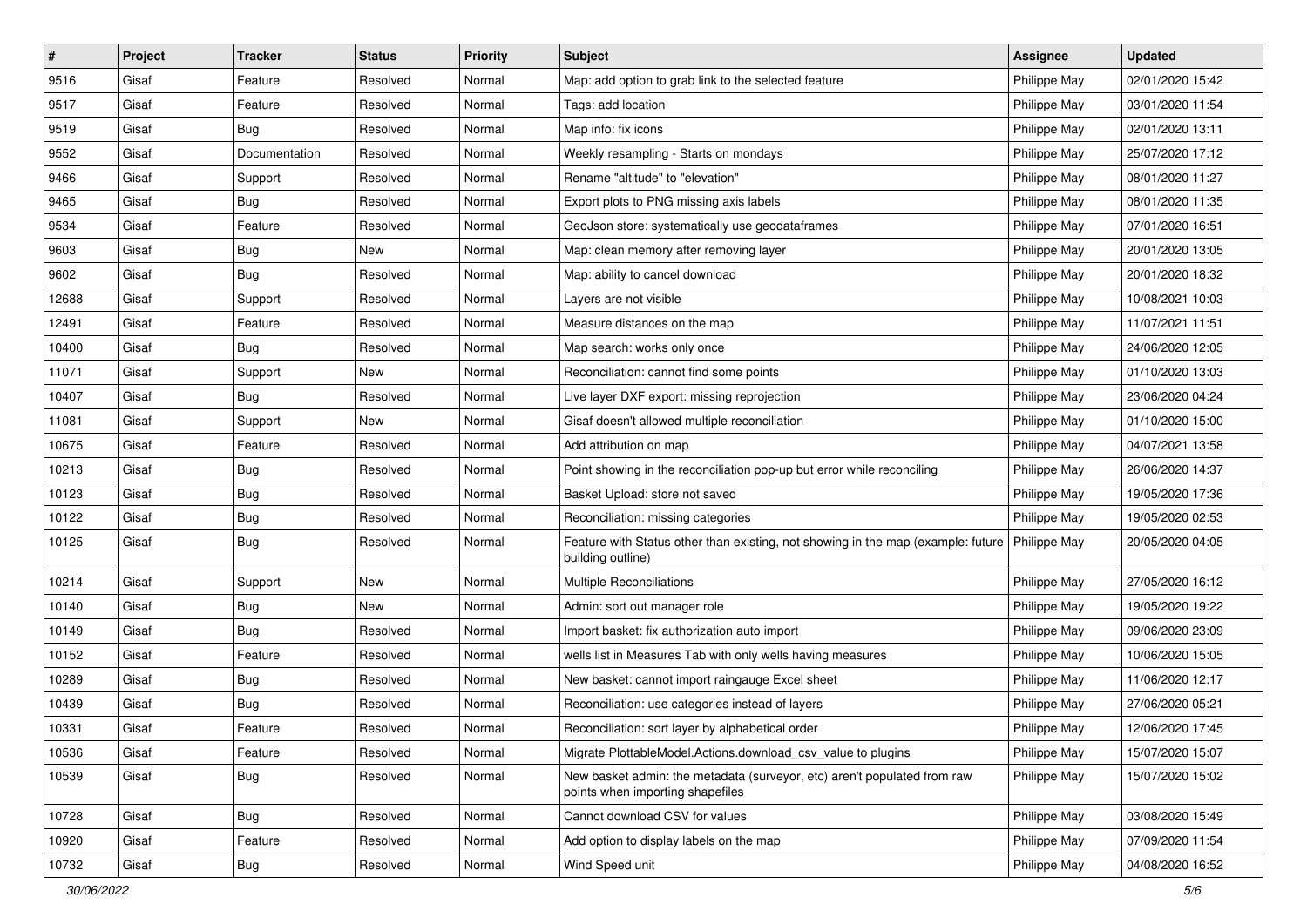| # | Project | Tracker | Status | Priority | Subject | Assignee | Updated |
|---|---|---|---|---|---|---|---|
| 9516 | Gisaf | Feature | Resolved | Normal | Map: add option to grab link to the selected feature | Philippe May | 02/01/2020 15:42 |
| 9517 | Gisaf | Feature | Resolved | Normal | Tags: add location | Philippe May | 03/01/2020 11:54 |
| 9519 | Gisaf | Bug | Resolved | Normal | Map info: fix icons | Philippe May | 02/01/2020 13:11 |
| 9552 | Gisaf | Documentation | Resolved | Normal | Weekly resampling - Starts on mondays | Philippe May | 25/07/2020 17:12 |
| 9466 | Gisaf | Support | Resolved | Normal | Rename "altitude" to "elevation" | Philippe May | 08/01/2020 11:27 |
| 9465 | Gisaf | Bug | Resolved | Normal | Export plots to PNG missing axis labels | Philippe May | 08/01/2020 11:35 |
| 9534 | Gisaf | Feature | Resolved | Normal | GeoJson store: systematically use geodataframes | Philippe May | 07/01/2020 16:51 |
| 9603 | Gisaf | Bug | New | Normal | Map: clean memory after removing layer | Philippe May | 20/01/2020 13:05 |
| 9602 | Gisaf | Bug | Resolved | Normal | Map: ability to cancel download | Philippe May | 20/01/2020 18:32 |
| 12688 | Gisaf | Support | Resolved | Normal | Layers are not visible | Philippe May | 10/08/2021 10:03 |
| 12491 | Gisaf | Feature | Resolved | Normal | Measure distances on the map | Philippe May | 11/07/2021 11:51 |
| 10400 | Gisaf | Bug | Resolved | Normal | Map search: works only once | Philippe May | 24/06/2020 12:05 |
| 11071 | Gisaf | Support | New | Normal | Reconciliation: cannot find some points | Philippe May | 01/10/2020 13:03 |
| 10407 | Gisaf | Bug | Resolved | Normal | Live layer DXF export: missing reprojection | Philippe May | 23/06/2020 04:24 |
| 11081 | Gisaf | Support | New | Normal | Gisaf doesn't allowed multiple reconciliation | Philippe May | 01/10/2020 15:00 |
| 10675 | Gisaf | Feature | Resolved | Normal | Add attribution on map | Philippe May | 04/07/2021 13:58 |
| 10213 | Gisaf | Bug | Resolved | Normal | Point showing in the reconciliation pop-up but error while reconciling | Philippe May | 26/06/2020 14:37 |
| 10123 | Gisaf | Bug | Resolved | Normal | Basket Upload: store not saved | Philippe May | 19/05/2020 17:36 |
| 10122 | Gisaf | Bug | Resolved | Normal | Reconciliation: missing categories | Philippe May | 19/05/2020 02:53 |
| 10125 | Gisaf | Bug | Resolved | Normal | Feature with Status other than existing, not showing in the map (example: future building outline) | Philippe May | 20/05/2020 04:05 |
| 10214 | Gisaf | Support | New | Normal | Multiple Reconciliations | Philippe May | 27/05/2020 16:12 |
| 10140 | Gisaf | Bug | New | Normal | Admin: sort out manager role | Philippe May | 19/05/2020 19:22 |
| 10149 | Gisaf | Bug | Resolved | Normal | Import basket: fix authorization auto import | Philippe May | 09/06/2020 23:09 |
| 10152 | Gisaf | Feature | Resolved | Normal | wells list in Measures Tab with only wells having measures | Philippe May | 10/06/2020 15:05 |
| 10289 | Gisaf | Bug | Resolved | Normal | New basket: cannot import raingauge Excel sheet | Philippe May | 11/06/2020 12:17 |
| 10439 | Gisaf | Bug | Resolved | Normal | Reconciliation: use categories instead of layers | Philippe May | 27/06/2020 05:21 |
| 10331 | Gisaf | Feature | Resolved | Normal | Reconciliation: sort layer by alphabetical order | Philippe May | 12/06/2020 17:45 |
| 10536 | Gisaf | Feature | Resolved | Normal | Migrate PlottableModel.Actions.download_csv_value to plugins | Philippe May | 15/07/2020 15:07 |
| 10539 | Gisaf | Bug | Resolved | Normal | New basket admin: the metadata (surveyor, etc) aren't populated from raw points when importing shapefiles | Philippe May | 15/07/2020 15:02 |
| 10728 | Gisaf | Bug | Resolved | Normal | Cannot download CSV for values | Philippe May | 03/08/2020 15:49 |
| 10920 | Gisaf | Feature | Resolved | Normal | Add option to display labels on the map | Philippe May | 07/09/2020 11:54 |
| 10732 | Gisaf | Bug | Resolved | Normal | Wind Speed unit | Philippe May | 04/08/2020 16:52 |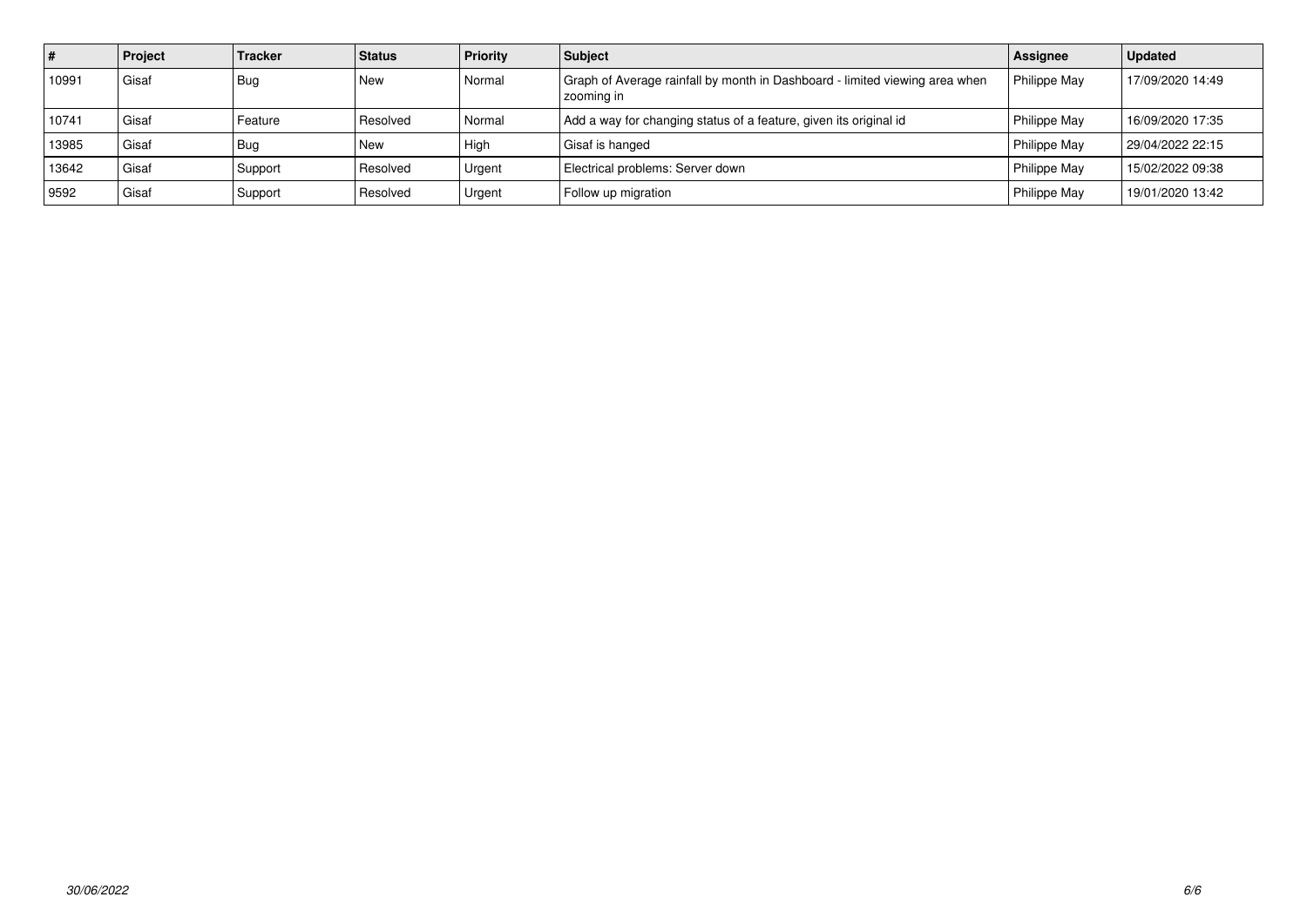| # | Project | Tracker | Status | Priority | Subject | Assignee | Updated |
|---|---|---|---|---|---|---|---|
| 10991 | Gisaf | Bug | New | Normal | Graph of Average rainfall by month in Dashboard - limited viewing area when zooming in | Philippe May | 17/09/2020 14:49 |
| 10741 | Gisaf | Feature | Resolved | Normal | Add a way for changing status of a feature, given its original id | Philippe May | 16/09/2020 17:35 |
| 13985 | Gisaf | Bug | New | High | Gisaf is hanged | Philippe May | 29/04/2022 22:15 |
| 13642 | Gisaf | Support | Resolved | Urgent | Electrical problems: Server down | Philippe May | 15/02/2022 09:38 |
| 9592 | Gisaf | Support | Resolved | Urgent | Follow up migration | Philippe May | 19/01/2020 13:42 |